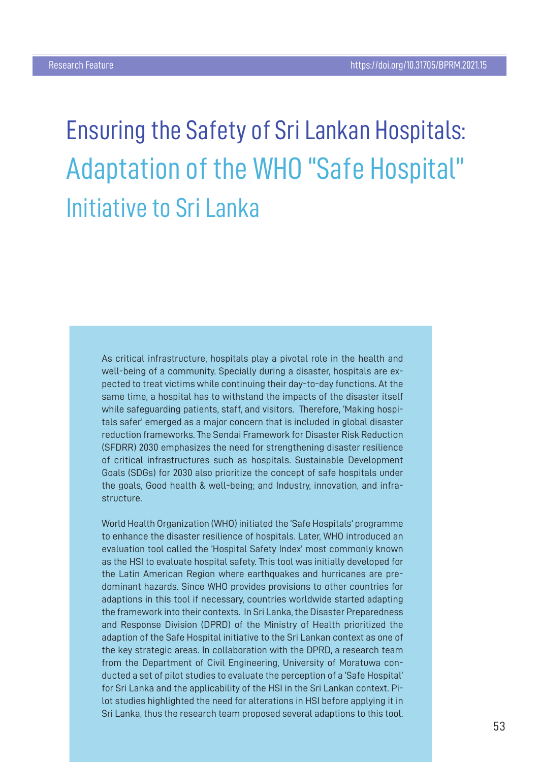# Ensuring the Safety of Sri Lankan Hospitals: Adaptation of the WHO "Safe Hospital" Initiative to Sri Lanka

As critical infrastructure, hospitals play a pivotal role in the health and well-being of a community. Specially during a disaster, hospitals are expected to treat victims while continuing their day-to-day functions. At the same time, a hospital has to withstand the impacts of the disaster itself while safeguarding patients, staff, and visitors. Therefore, 'Making hospitals safer' emerged as a major concern that is included in global disaster reduction frameworks. The Sendai Framework for Disaster Risk Reduction (SFDRR) 2030 emphasizes the need for strengthening disaster resilience of critical infrastructures such as hospitals. Sustainable Development Goals (SDGs) for 2030 also prioritize the concept of safe hospitals under the goals, Good health & well-being; and Industry, innovation, and infrastructure.

World Health Organization (WHO) initiated the 'Safe Hospitals' programme to enhance the disaster resilience of hospitals. Later, WHO introduced an evaluation tool called the 'Hospital Safety Index' most commonly known as the HSI to evaluate hospital safety. This tool was initially developed for the Latin American Region where earthquakes and hurricanes are predominant hazards. Since WHO provides provisions to other countries for adaptions in this tool if necessary, countries worldwide started adapting the framework into their contexts. In Sri Lanka, the Disaster Preparedness and Response Division (DPRD) of the Ministry of Health prioritized the adaption of the Safe Hospital initiative to the Sri Lankan context as one of the key strategic areas. In collaboration with the DPRD, a research team from the Department of Civil Engineering, University of Moratuwa conducted a set of pilot studies to evaluate the perception of a 'Safe Hospital' for Sri Lanka and the applicability of the HSI in the Sri Lankan context. Pilot studies highlighted the need for alterations in HSI before applying it in Sri Lanka, thus the research team proposed several adaptions to this tool.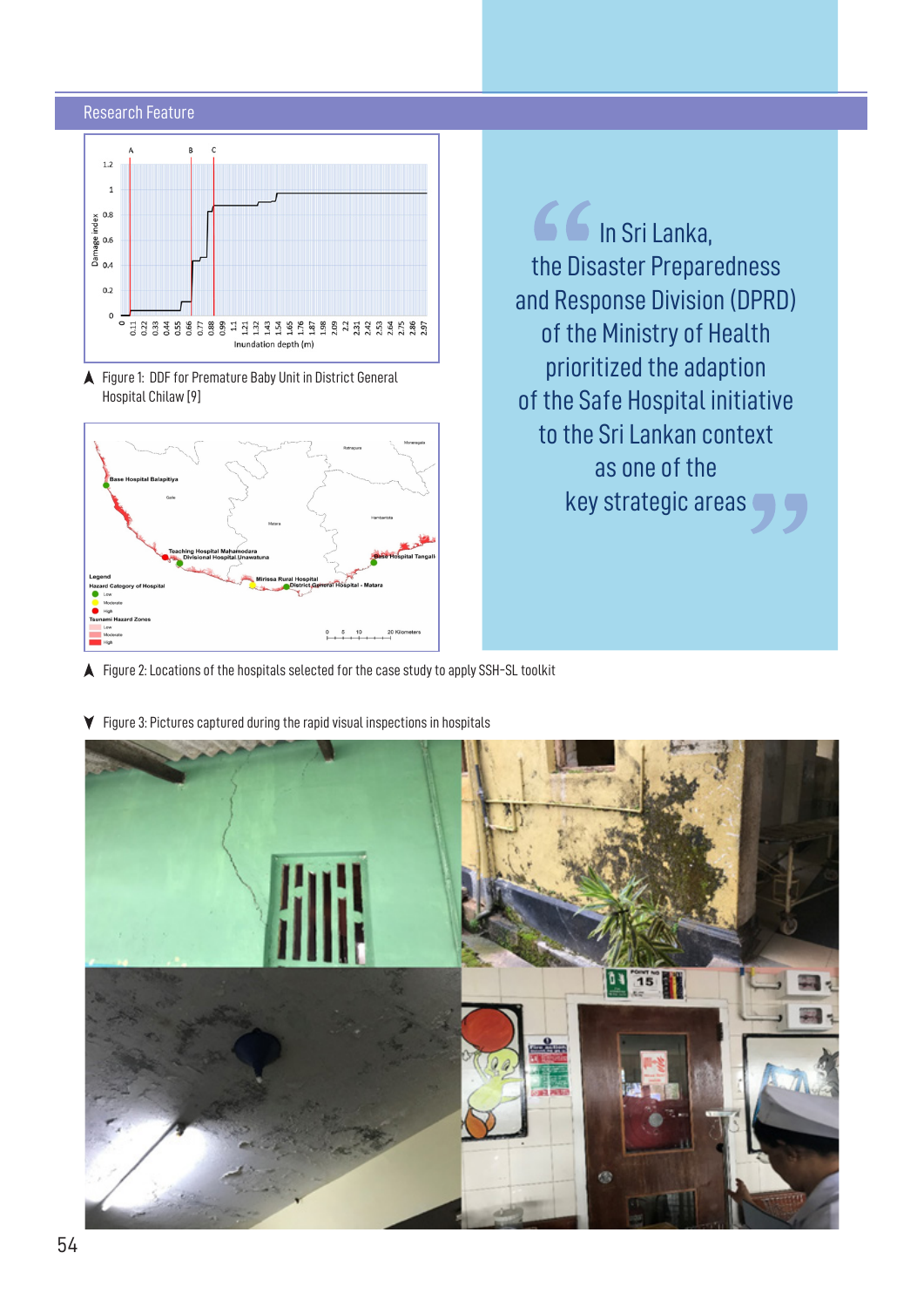Figure 1: DDF for Premature Baby Unit in District General Hospital Chilaw [9]

Figure 2: Locations of the hospitals selected for the case study to apply SSH-SL toolkit

> In Sri Lanka, the Disaster Preparedness and Response Division (DPRD) of the Ministry of Health prioritized the adaption of the Safe Hospital initiative to the Sri Lankan context as one of the key strategic areas

Figure 3: Pictures captured during the rapid visual inspections in hospitals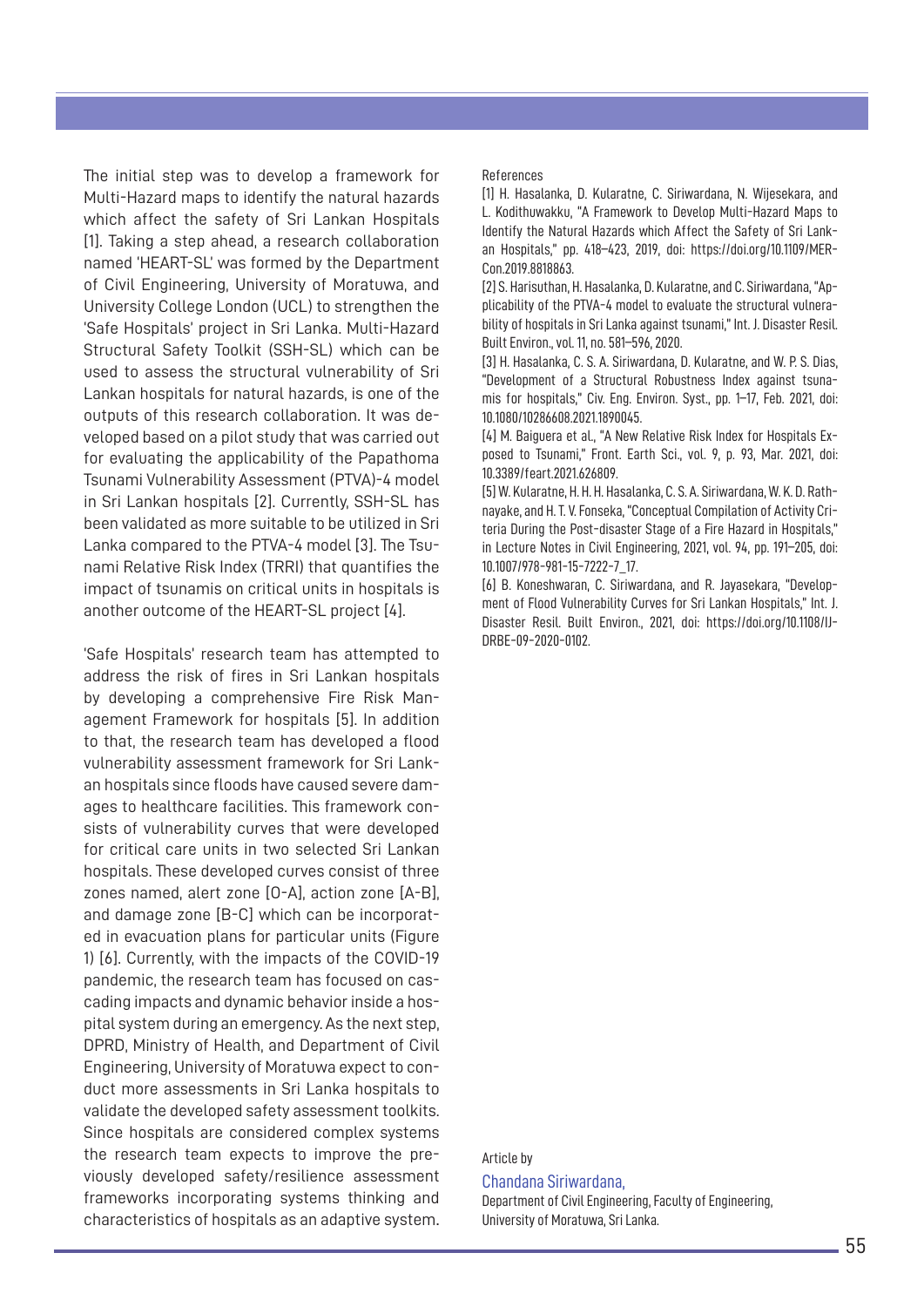The initial step was to develop a framework for Multi-Hazard maps to identify the natural hazards which affect the safety of Sri Lankan Hospitals [1]. Taking a step ahead, a research collaboration named 'HEART-SL' was formed by the Department of Civil Engineering, University of Moratuwa, and University College London (UCL) to strengthen the 'Safe Hospitals' project in Sri Lanka. Multi-Hazard Structural Safety Toolkit (SSH-SL) which can be used to assess the structural vulnerability of Sri Lankan hospitals for natural hazards, is one of the outputs of this research collaboration. It was developed based on a pilot study that was carried out for evaluating the applicability of the Papathoma Tsunami Vulnerability Assessment (PTVA)-4 model in Sri Lankan hospitals [2]. Currently, SSH-SL has been validated as more suitable to be utilized in Sri Lanka compared to the PTVA-4 model [3]. The Tsunami Relative Risk Index (TRRI) that quantifies the impact of tsunamis on critical units in hospitals is another outcome of the HEART-SL project [4].

'Safe Hospitals' research team has attempted to address the risk of fires in Sri Lankan hospitals by developing a comprehensive Fire Risk Management Framework for hospitals [5]. In addition to that, the research team has developed a flood vulnerability assessment framework for Sri Lankan hospitals since floods have caused severe damages to healthcare facilities. This framework consists of vulnerability curves that were developed for critical care units in two selected Sri Lankan hospitals. These developed curves consist of three zones named, alert zone [O-A], action zone [A-B], and damage zone [B-C] which can be incorporated in evacuation plans for particular units (Figure 1) [6]. Currently, with the impacts of the COVID-19 pandemic, the research team has focused on cascading impacts and dynamic behavior inside a hospital system during an emergency. As the next step, DPRD, Ministry of Health, and Department of Civil Engineering, University of Moratuwa expect to conduct more assessments in Sri Lanka hospitals to validate the developed safety assessment toolkits. Since hospitals are considered complex systems the research team expects to improve the previously developed safety/resilience assessment frameworks incorporating systems thinking and characteristics of hospitals as an adaptive system.

References

[1] H. Hasalanka, D. Kularatne, C. Siriwardana, N. Wijesekara, and L. Kodithuwakku, "A Framework to Develop Multi-Hazard Maps to Identify the Natural Hazards which Affect the Safety of Sri Lankan Hospitals," pp. 418–423, 2019, doi: https://doi.org/10.1109/MERCon.2019.8818863.

[2] S. Harisuthan, H. Hasalanka, D. Kularatne, and C. Siriwardana, "Applicability of the PTVA-4 model to evaluate the structural vulnerability of hospitals in Sri Lanka against tsunami," Int. J. Disaster Resil. Built Environ., vol. 11, no. 5 581–596, 2020.

[3] H. Hasalanka, C. S. A. Siriwardana, D. Kularatne, and W. P. S. Dias, "Development of a Structural Robustness Index against tsunamis for hospitals," Civ. Eng. Environ. Syst., pp. 1–17, Feb. 2021, doi: 10.1080/10286608.2021.1890045.

[4] M. Baiguera et al., "A New Relative Risk Index for Hospitals Exposed to Tsunami," Front. Earth Sci., vol. 9, p. 93, Mar. 2021, doi: 10.3389/feart.2021.626809.

[5] W. Kularatne, H. H. H. Hasalanka, C. S. A. Siriwardana, W. K. D. Rathnayake, and H. T. V. Fonseka, "Conceptual Compilation of Activity Criteria During the Post-disaster Stage of a Fire Hazard in Hospitals," in Lecture Notes in Civil Engineering, 2021, vol. 94, pp. 191–205, doi: 10.1007/978-981-15-7222-7_17.

[6] B. Koneshwaran, C. Siriwardana, and R. Jayasekara, "Development of Flood Vulnerability Curves for Sri Lankan Hospitals," Int. J. Disaster Resil. Built Environ., 2021, doi: https://doi.org/10.1108/IJDRBE-09-2020-0102.

Article by

Chandana Siriwardana,
Department of Civil Engineering, Faculty of Engineering, University of Moratuwa, Sri Lanka.